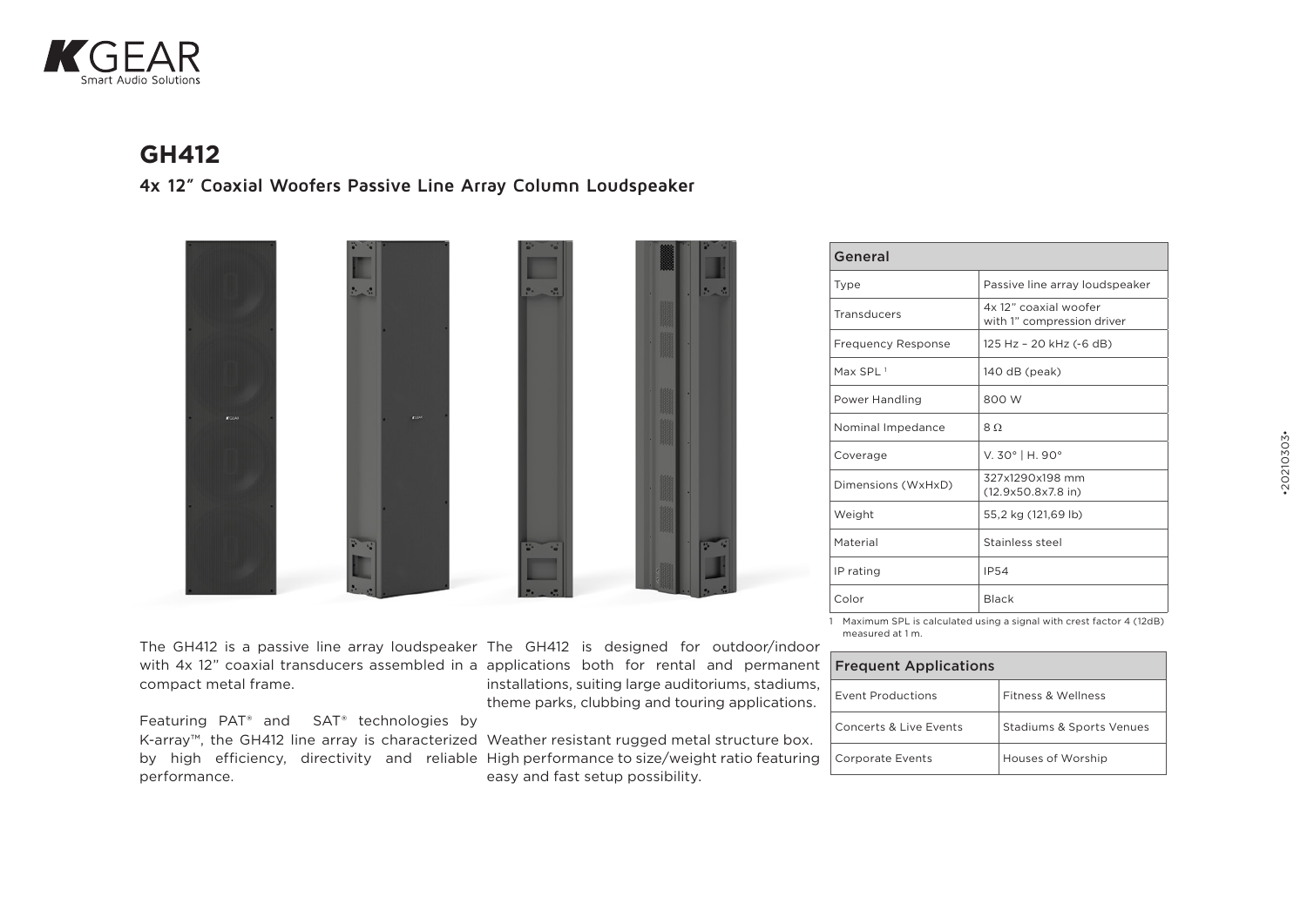# GH412

## 4x 12" Coaxial Woofers Passive Line Array Column Loudspeaker

| General | |
|---|---|
| Type | Passive line array loudspeaker |
| Transducers | 4x 12" coaxial woofer with 1" compression driver |
| Frequency Response | 125 Hz – 20 kHz (-6 dB) |
| Max SPL [1] | 140 dB (peak) |
| Power Handling | 800 W |
| Nominal Impedance | 8 Ω |
| Coverage | V. 30° \| H. 90° |
| Dimensions (WxHxD) | 327x1290x198 mm (12.9x50.8x7.8 in) |
| Weight | 55,2 kg (121,69 lb) |
| Material | Stainless steel |
| IP rating | IP54 |
| Color | Black |

1 Maximum SPL is calculated using a signal with crest factor 4 (12dB) measured at 1 m.

The GH412 is a passive line array loudspeaker with 4x 12" coaxial transducers assembled in a compact metal frame.

Featuring PAT® and SAT® technologies by K-array™, the GH412 line array is characterized by high efficiency, directivity and reliable performance.

The GH412 is designed for outdoor/indoor applications both for rental and permanent installations, suiting large auditoriums, stadiums, theme parks, clubbing and touring applications.

Weather resistant rugged metal structure box. High performance to size/weight ratio featuring easy and fast setup possibility.

| Frequent Applications | |
|---|---|
| Event Productions | Fitness & Wellness |
| Concerts & Live Events | Stadiums & Sports Venues |
| Corporate Events | Houses of Worship |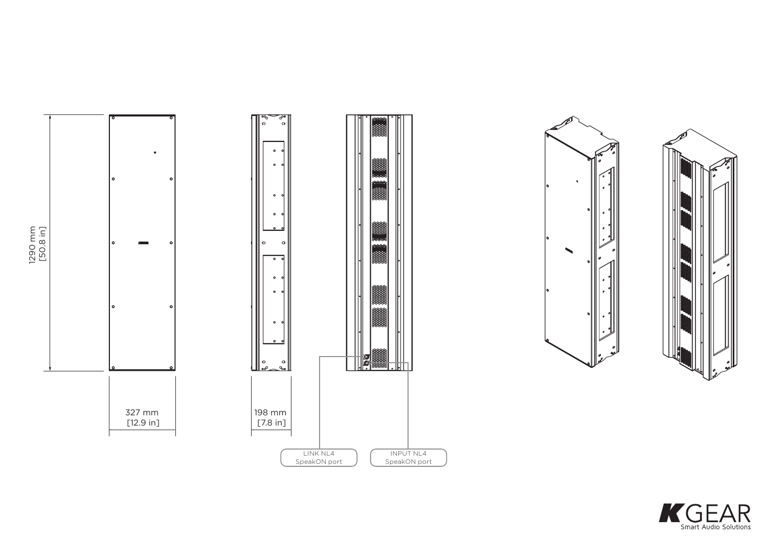1290 mm
[50.8 in]

327 mm
[12.9 in]

198 mm
[7.8 in]

LINK NL4
SpeakON port

INPUT NL4
SpeakON port

K GEAR
Smart Audio Solutions